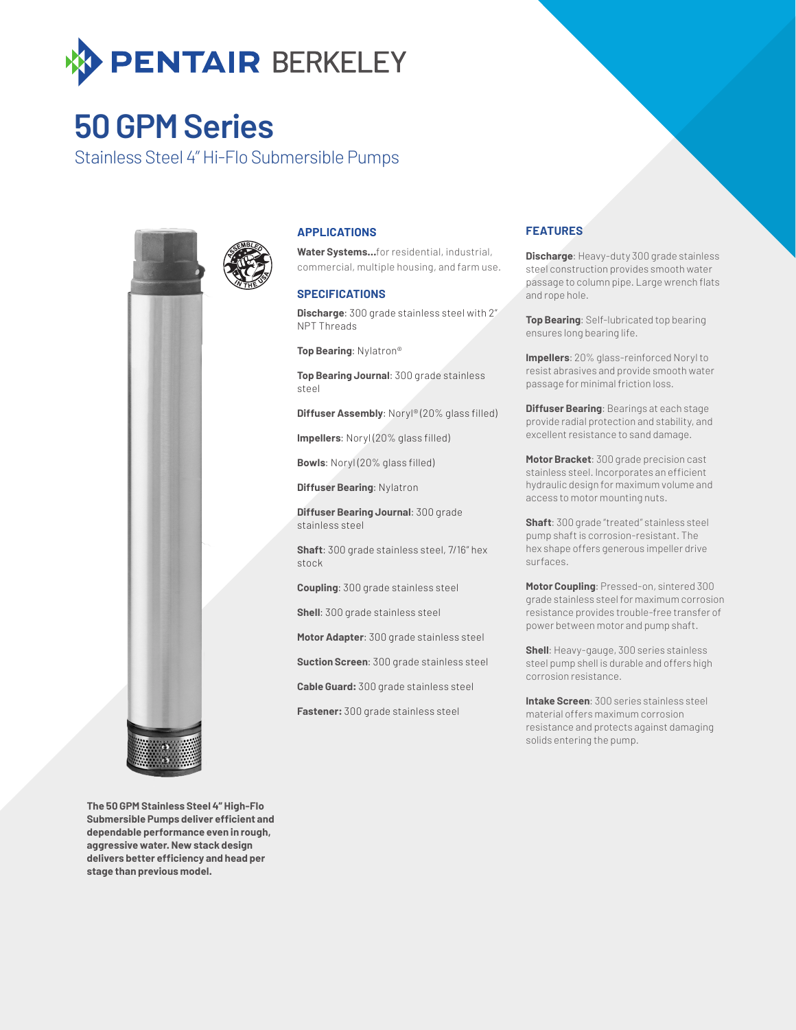# PENTAIR BERKELEY

# 50 GPM Series

## Stainless Steel 4" Hi-Flo Submersible Pumps

The 50 GPM Stainless Steel 4" High-Flo Submersible Pumps deliver efficient and dependable performance even in rough, aggressive water. New stack design delivers better efficiency and head per stage than previous model.

### APPLICATIONS

**Water Systems...**for residential, industrial, commercial, multiple housing, and farm use.

### SPECIFICATIONS

**Discharge**: 300 grade stainless steel with 2" NPT Threads

**Top Bearing**: Nylatron®

**Top Bearing Journal**: 300 grade stainless steel

**Diffuser Assembly**: Noryl® (20% glass filled)

**Impellers**: Noryl (20% glass filled)

**Bowls**: Noryl (20% glass filled)

**Diffuser Bearing**: Nylatron

**Diffuser Bearing Journal**: 300 grade stainless steel

**Shaft**: 300 grade stainless steel, 7/16" hex stock

**Coupling**: 300 grade stainless steel

**Shell**: 300 grade stainless steel

**Motor Adapter**: 300 grade stainless steel

**Suction Screen**: 300 grade stainless steel

**Cable Guard:** 300 grade stainless steel

**Fastener:** 300 grade stainless steel

### FEATURES

**Discharge**: Heavy-duty 300 grade stainless steel construction provides smooth water passage to column pipe. Large wrench flats and rope hole.

**Top Bearing**: Self-lubricated top bearing ensures long bearing life.

**Impellers**: 20% glass-reinforced Noryl to resist abrasives and provide smooth water passage for minimal friction loss.

**Diffuser Bearing**: Bearings at each stage provide radial protection and stability, and excellent resistance to sand damage.

**Motor Bracket**: 300 grade precision cast stainless steel. Incorporates an efficient hydraulic design for maximum volume and access to motor mounting nuts.

**Shaft**: 300 grade "treated" stainless steel pump shaft is corrosion-resistant. The hex shape offers generous impeller drive surfaces.

**Motor Coupling**: Pressed-on, sintered 300 grade stainless steel for maximum corrosion resistance provides trouble-free transfer of power between motor and pump shaft.

**Shell**: Heavy-gauge, 300 series stainless steel pump shell is durable and offers high corrosion resistance.

**Intake Screen**: 300 series stainless steel material offers maximum corrosion resistance and protects against damaging solids entering the pump.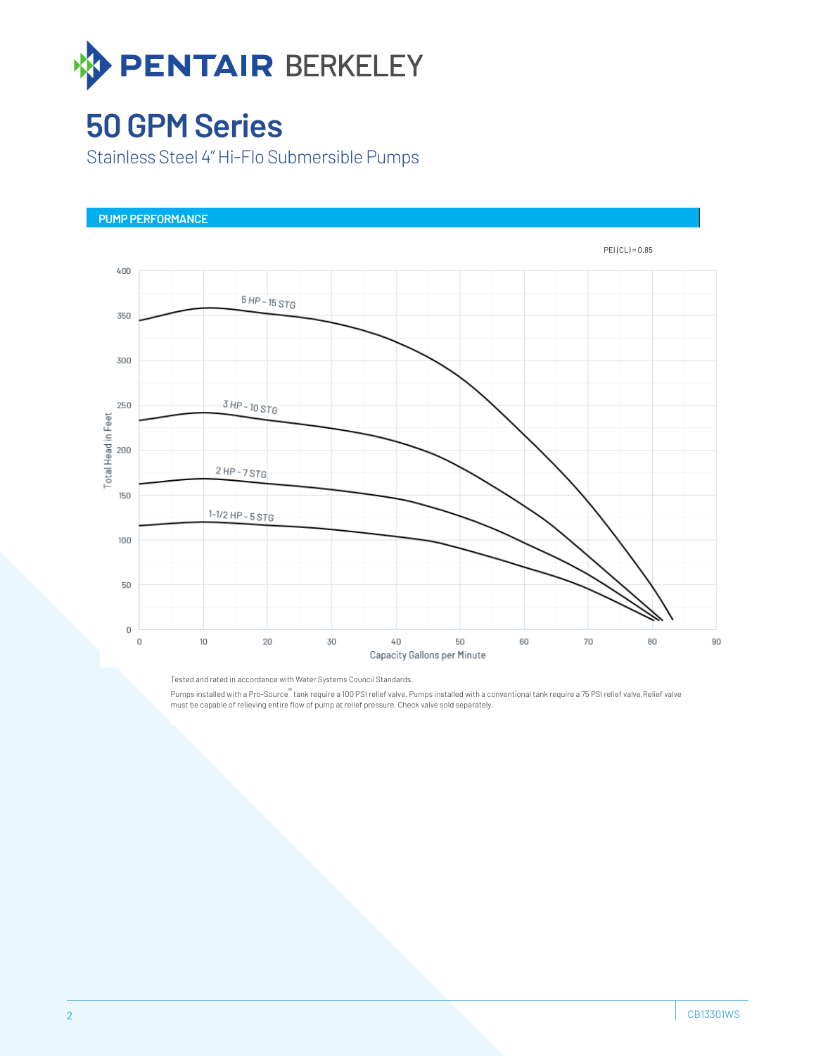# PENTAIR BERKELEY

# 50 GPM Series

Stainless Steel 4" Hi-Flo Submersible Pumps

## PUMP PERFORMANCE

PEI (CL) = 0.85

Total Head in Feet

5 HP - 15 STG

3 HP - 10 STG

2 HP - 7 STG

1-1/2 HP - 5 STG

Capacity Gallons per Minute

Tested and rated in accordance with Water Systems Council Standards.

Pumps installed with a Pro-Source® tank require a 100 PSI relief valve. Pumps installed with a conventional tank require a 75 PSI relief valve. Relief valve must be capable of relieving entire flow of pump at relief pressure. Check valve sold separately.

CB13301WS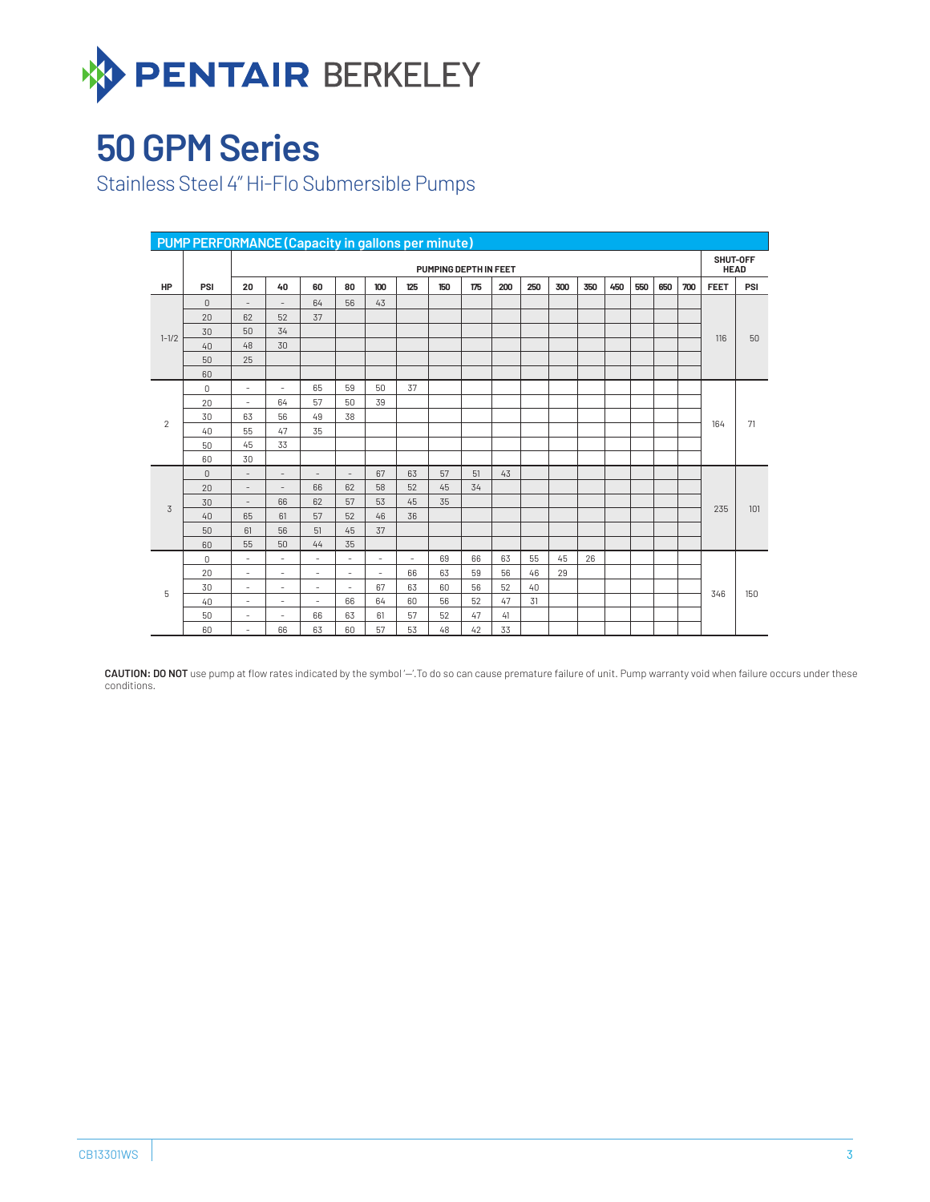# 50 GPM Series

Stainless Steel 4" Hi-Flo Submersible Pumps

**PUMP PERFORMANCE (Capacity in gallons per minute)**

| HP | PSI | PUMPING DEPTH IN FEET | | | | | | | | | | | | | | | | SHUT-OFF HEAD | |
|---|---|---|---|---|---|---|---|---|---|---|---|---|---|---|---|---|---|---|---|
| | | 20 | 40 | 60 | 80 | 100 | 125 | 150 | 175 | 200 | 250 | 300 | 350 | 450 | 550 | 650 | 700 | FEET | PSI |
| 1-1/2 | 0 | – | – | 64 | 56 | 43 | | | | | | | | | | | | 116 | 50 |
| | 20 | 62 | 52 | 37 | | | | | | | | | | | | | | | |
| | 30 | 50 | 34 | | | | | | | | | | | | | | | | |
| | 40 | 48 | 30 | | | | | | | | | | | | | | | | |
| | 50 | 25 | | | | | | | | | | | | | | | | | |
| | 60 | | | | | | | | | | | | | | | | | | |
| 2 | 0 | – | – | 65 | 59 | 50 | 37 | | | | | | | | | | | 164 | 71 |
| | 20 | – | 64 | 57 | 50 | 39 | | | | | | | | | | | | | |
| | 30 | 63 | 56 | 49 | 38 | | | | | | | | | | | | | | |
| | 40 | 55 | 47 | 35 | | | | | | | | | | | | | | | |
| | 50 | 45 | 33 | | | | | | | | | | | | | | | | |
| | 60 | 30 | | | | | | | | | | | | | | | | | |
| 3 | 0 | – | – | – | – | 67 | 63 | 57 | 51 | 43 | | | | | | | | 235 | 101 |
| | 20 | – | – | 66 | 62 | 58 | 52 | 45 | 34 | | | | | | | | | | |
| | 30 | – | 66 | 62 | 57 | 53 | 45 | 35 | | | | | | | | | | | |
| | 40 | 65 | 61 | 57 | 52 | 46 | 36 | | | | | | | | | | | | |
| | 50 | 61 | 56 | 51 | 45 | 37 | | | | | | | | | | | | | |
| | 60 | 55 | 50 | 44 | 35 | | | | | | | | | | | | | | |
| 5 | 0 | – | – | – | – | – | – | 69 | 66 | 63 | 55 | 45 | 26 | | | | | 346 | 150 |
| | 20 | – | – | – | – | – | 66 | 63 | 59 | 56 | 46 | 29 | | | | | | | |
| | 30 | – | – | – | – | 67 | 63 | 60 | 56 | 52 | 40 | | | | | | | | |
| | 40 | – | – | – | 66 | 64 | 60 | 56 | 52 | 47 | 31 | | | | | | | | |
| | 50 | – | – | 66 | 63 | 61 | 57 | 52 | 47 | 41 | | | | | | | | | |
| | 60 | – | 66 | 63 | 60 | 57 | 53 | 48 | 42 | 33 | | | | | | | | | |

**CAUTION: DO NOT** use pump at flow rates indicated by the symbol '—'. To do so can cause premature failure of unit. Pump warranty void when failure occurs under these conditions.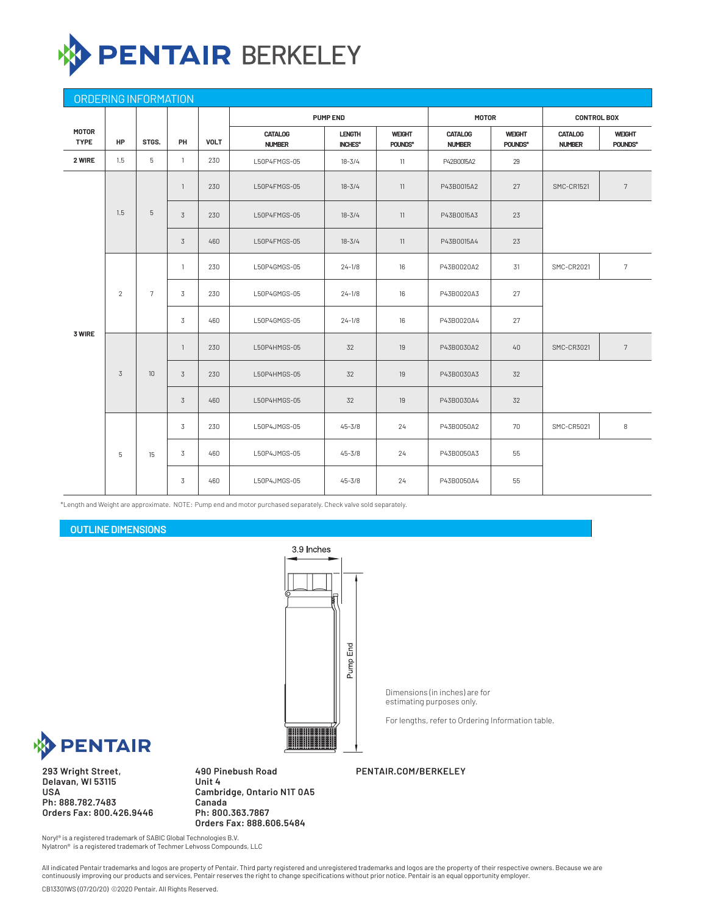# PENTAIR BERKELEY

## ORDERING INFORMATION

| MOTOR TYPE | HP | STGS. | PH | VOLT | PUMP END | | | MOTOR | | CONTROL BOX | |
|---|---|---|---|---|---|---|---|---|---|---|---|
| | | | | | CATALOG NUMBER | LENGTH INCHES* | WEIGHT POUNDS* | CATALOG NUMBER | WEIGHT POUNDS* | CATALOG NUMBER | WEIGHT POUNDS* |
| 2 WIRE | 1.5 | 5 | 1 | 230 | L50P4FMGS-05 | 18-3/4 | 11 | P42B0015A2 | 29 | | |
| 3 WIRE | 1.5 | 5 | 1 | 230 | L50P4FMGS-05 | 18-3/4 | 11 | P43B0015A2 | 27 | SMC-CR1521 | 7 |
| | | | 3 | 230 | L50P4FMGS-05 | 18-3/4 | 11 | P43B0015A3 | 23 | | |
| | | | 3 | 460 | L50P4FMGS-05 | 18-3/4 | 11 | P43B0015A4 | 23 | | |
| | 2 | 7 | 1 | 230 | L50P4GMGS-05 | 24-1/8 | 16 | P43B0020A2 | 31 | SMC-CR2021 | 7 |
| | | | 3 | 230 | L50P4GMGS-05 | 24-1/8 | 16 | P43B0020A3 | 27 | | |
| | | | 3 | 460 | L50P4GMGS-05 | 24-1/8 | 16 | P43B0020A4 | 27 | | |
| | 3 | 10 | 1 | 230 | L50P4HMGS-05 | 32 | 19 | P43B0030A2 | 40 | SMC-CR3021 | 7 |
| | | | 3 | 230 | L50P4HMGS-05 | 32 | 19 | P43B0030A3 | 32 | | |
| | | | 3 | 460 | L50P4HMGS-05 | 32 | 19 | P43B0030A4 | 32 | | |
| | 5 | 15 | 3 | 230 | L50P4JMGS-05 | 45-3/8 | 24 | P43B0050A2 | 70 | SMC-CR5021 | 8 |
| | | | 3 | 460 | L50P4JMGS-05 | 45-3/8 | 24 | P43B0050A3 | 55 | | |
| | | | 3 | 460 | L50P4JMGS-05 | 45-3/8 | 24 | P43B0050A4 | 55 | | |

*Length and Weight are approximate. NOTE: Pump end and motor purchased separately. Check valve sold separately.

## OUTLINE DIMENSIONS

3.9 Inches

Pump End

Dimensions (in inches) are for estimating purposes only.

For lengths, refer to Ordering Information table.

**PENTAIR**

**293 Wright Street,**
**Delavan, WI 53115**
**USA**
**Ph: 888.782.7483**
**Orders Fax: 800.426.9446**

**490 Pinebush Road**
**Unit 4**
**Cambridge, Ontario N1T 0A5**
**Canada**
**Ph: 800.363.7867**
**Orders Fax: 888.606.5484**

**PENTAIR.COM/BERKELEY**

Noryl® is a registered trademark of SABIC Global Technologies B.V.
Nylatron® is a registered trademark of Techmer Lehvoss Compounds, LLC

All indicated Pentair trademarks and logos are property of Pentair. Third party registered and unregistered trademarks and logos are the property of their respective owners. Because we are continuously improving our products and services, Pentair reserves the right to change specifications without prior notice. Pentair is an equal opportunity employer.

CB13301WS (07/20/20) ©2020 Pentair. All Rights Reserved.